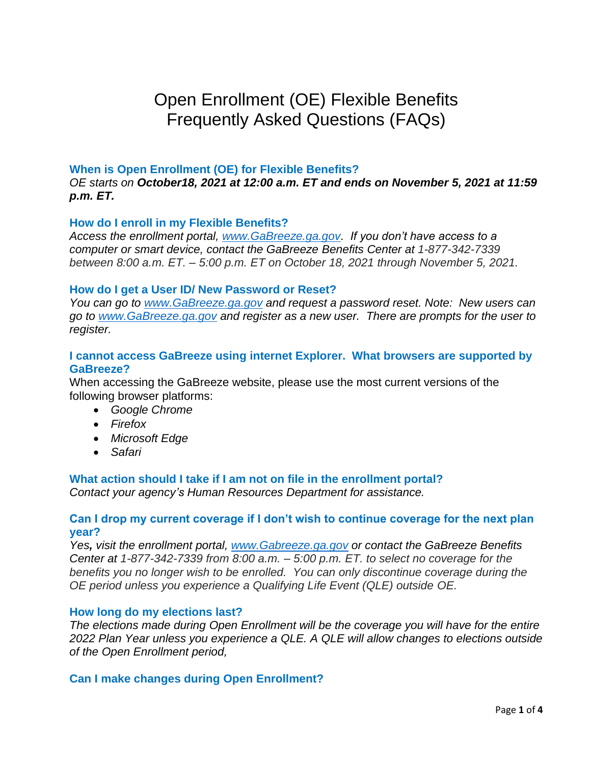# Open Enrollment (OE) Flexible Benefits Frequently Asked Questions (FAQs)

### When is Open Enrollment (OE) for Flexible Benefits?

*OE starts on **October18, 2021 at 12:00 a.m. ET and ends on November 5, 2021 at 11:59 p.m. ET.***

### How do I enroll in my Flexible Benefits?

*Access the enrollment portal, [www.GaBreeze.ga.gov](www.GaBreeze.ga.gov). If you don't have access to a computer or smart device, contact the GaBreeze Benefits Center at 1-877-342-7339 between 8:00 a.m. ET. – 5:00 p.m. ET on October 18, 2021 through November 5, 2021.*

### How do I get a User ID/ New Password or Reset?

*You can go to [www.GaBreeze.ga.gov](www.GaBreeze.ga.gov) and request a password reset. Note: New users can go to [www.GaBreeze.ga.gov](www.GaBreeze.ga.gov) and register as a new user. There are prompts for the user to register.*

### I cannot access GaBreeze using internet Explorer. What browsers are supported by GaBreeze?

When accessing the GaBreeze website, please use the most current versions of the following browser platforms:

- *Google Chrome*
- *Firefox*
- *Microsoft Edge*
- *Safari*

### What action should I take if I am not on file in the enrollment portal?

*Contact your agency's Human Resources Department for assistance.*

### Can I drop my current coverage if I don't wish to continue coverage for the next plan year?

*Yes, visit the enrollment portal, [www.Gabreeze.ga.gov](www.Gabreeze.ga.gov) or contact the GaBreeze Benefits Center at 1-877-342-7339 from 8:00 a.m. – 5:00 p.m. ET. to select no coverage for the benefits you no longer wish to be enrolled. You can only discontinue coverage during the OE period unless you experience a Qualifying Life Event (QLE) outside OE.*

### How long do my elections last?

*The elections made during Open Enrollment will be the coverage you will have for the entire 2022 Plan Year unless you experience a QLE. A QLE will allow changes to elections outside of the Open Enrollment period,*

### Can I make changes during Open Enrollment?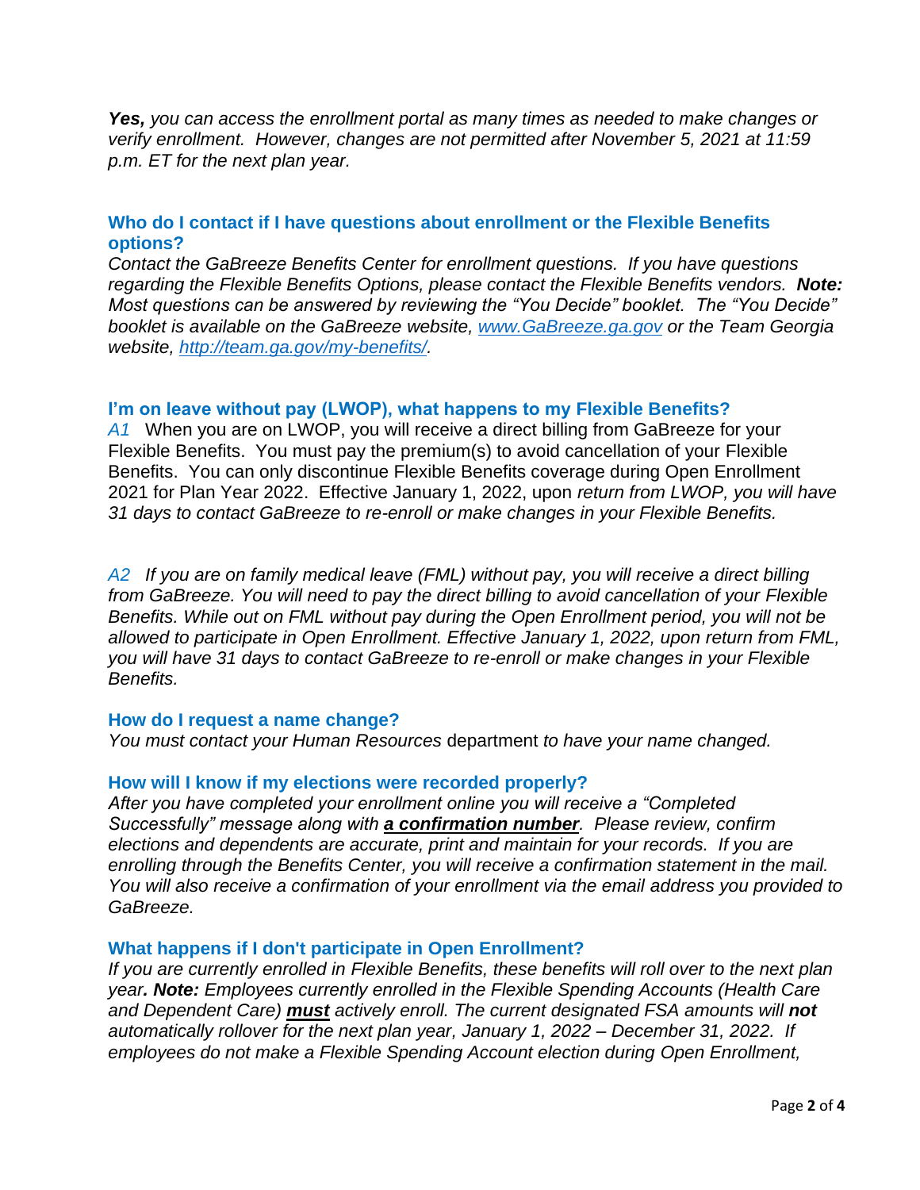***Yes,*** *you can access the enrollment portal as many times as needed to make changes or verify enrollment. However, changes are not permitted after November 5, 2021 at 11:59 p.m. ET for the next plan year.*

### Who do I contact if I have questions about enrollment or the Flexible Benefits options?

*Contact the GaBreeze Benefits Center for enrollment questions. If you have questions regarding the Flexible Benefits Options, please contact the Flexible Benefits vendors.* ***Note:*** *Most questions can be answered by reviewing the "You Decide" booklet. The "You Decide" booklet is available on the GaBreeze website, [www.GaBreeze.ga.gov](http://www.GaBreeze.ga.gov) or the Team Georgia website, [http://team.ga.gov/my-benefits/](http://team.ga.gov/my-benefits/).*

### I'm on leave without pay (LWOP), what happens to my Flexible Benefits?

*A1* When you are on LWOP, you will receive a direct billing from GaBreeze for your Flexible Benefits. You must pay the premium(s) to avoid cancellation of your Flexible Benefits. You can only discontinue Flexible Benefits coverage during Open Enrollment 2021 for Plan Year 2022. Effective January 1, 2022, upon *return from LWOP, you will have 31 days to contact GaBreeze to re-enroll or make changes in your Flexible Benefits.*

*A2 If you are on family medical leave (FML) without pay, you will receive a direct billing from GaBreeze. You will need to pay the direct billing to avoid cancellation of your Flexible Benefits. While out on FML without pay during the Open Enrollment period, you will not be allowed to participate in Open Enrollment. Effective January 1, 2022, upon return from FML, you will have 31 days to contact GaBreeze to re-enroll or make changes in your Flexible Benefits.*

### How do I request a name change?

*You must contact your Human Resources* department *to have your name changed.*

### How will I know if my elections were recorded properly?

*After you have completed your enrollment online you will receive a "Completed Successfully" message along with* ***a confirmation number****. Please review, confirm elections and dependents are accurate, print and maintain for your records. If you are enrolling through the Benefits Center, you will receive a confirmation statement in the mail. You will also receive a confirmation of your enrollment via the email address you provided to GaBreeze.*

### What happens if I don't participate in Open Enrollment?

*If you are currently enrolled in Flexible Benefits, these benefits will roll over to the next plan year****. Note:*** *Employees currently enrolled in the Flexible Spending Accounts (Health Care and Dependent Care)* ***must*** *actively enroll. The current designated FSA amounts will* ***not*** *automatically rollover for the next plan year, January 1, 2022 – December 31, 2022. If employees do not make a Flexible Spending Account election during Open Enrollment,*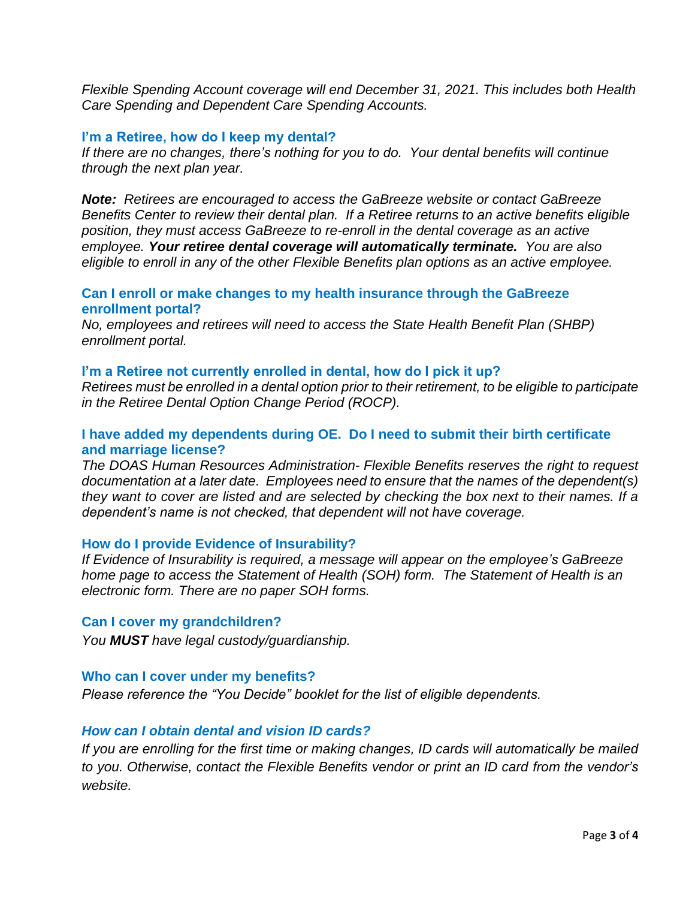*Flexible Spending Account coverage will end December 31, 2021. This includes both Health Care Spending and Dependent Care Spending Accounts.*

### I'm a Retiree, how do I keep my dental?

*If there are no changes, there's nothing for you to do. Your dental benefits will continue through the next plan year.*

***Note:*** *Retirees are encouraged to access the GaBreeze website or contact GaBreeze Benefits Center to review their dental plan. If a Retiree returns to an active benefits eligible position, they must access GaBreeze to re-enroll in the dental coverage as an active employee.* ***Your retiree dental coverage will automatically terminate.*** *You are also eligible to enroll in any of the other Flexible Benefits plan options as an active employee.*

### Can I enroll or make changes to my health insurance through the GaBreeze enrollment portal?

*No, employees and retirees will need to access the State Health Benefit Plan (SHBP) enrollment portal.*

### I'm a Retiree not currently enrolled in dental, how do I pick it up?

*Retirees must be enrolled in a dental option prior to their retirement, to be eligible to participate in the Retiree Dental Option Change Period (ROCP).*

### I have added my dependents during OE. Do I need to submit their birth certificate and marriage license?

*The DOAS Human Resources Administration- Flexible Benefits reserves the right to request documentation at a later date. Employees need to ensure that the names of the dependent(s) they want to cover are listed and are selected by checking the box next to their names. If a dependent's name is not checked, that dependent will not have coverage.*

### How do I provide Evidence of Insurability?

*If Evidence of Insurability is required, a message will appear on the employee's GaBreeze home page to access the Statement of Health (SOH) form. The Statement of Health is an electronic form. There are no paper SOH forms.*

### Can I cover my grandchildren?

*You* ***MUST*** *have legal custody/guardianship.*

### Who can I cover under my benefits?

*Please reference the "You Decide" booklet for the list of eligible dependents.*

### *How can I obtain dental and vision ID cards?*

*If you are enrolling for the first time or making changes, ID cards will automatically be mailed to you. Otherwise, contact the Flexible Benefits vendor or print an ID card from the vendor's website.*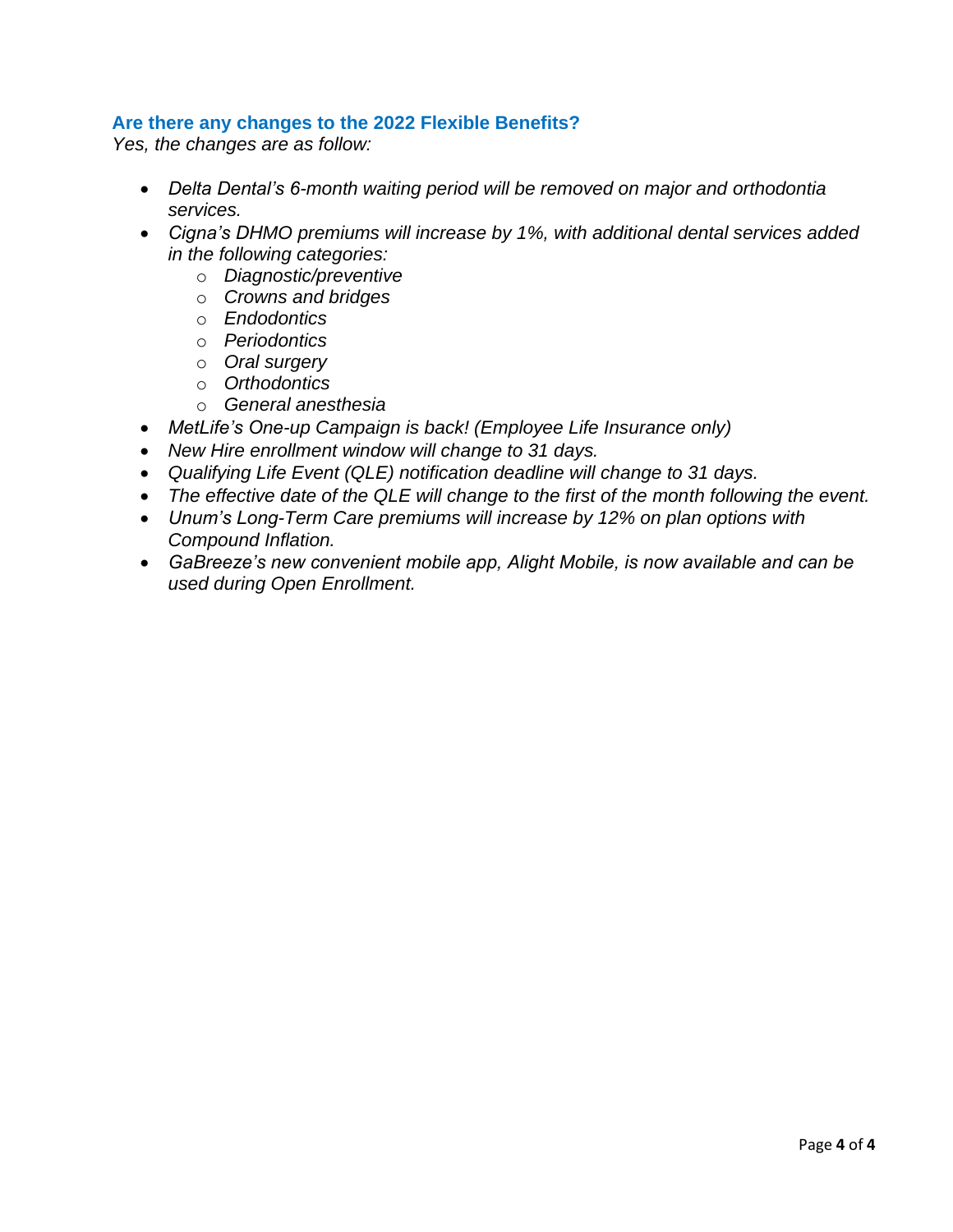### Are there any changes to the 2022 Flexible Benefits?

*Yes, the changes are as follow:*

- *Delta Dental's 6-month waiting period will be removed on major and orthodontia services.*
- *Cigna's DHMO premiums will increase by 1%, with additional dental services added in the following categories:*
    - *Diagnostic/preventive*
    - *Crowns and bridges*
    - *Endodontics*
    - *Periodontics*
    - *Oral surgery*
    - *Orthodontics*
    - *General anesthesia*
- *MetLife's One-up Campaign is back! (Employee Life Insurance only)*
- *New Hire enrollment window will change to 31 days.*
- *Qualifying Life Event (QLE) notification deadline will change to 31 days.*
- *The effective date of the QLE will change to the first of the month following the event.*
- *Unum's Long-Term Care premiums will increase by 12% on plan options with Compound Inflation.*
- *GaBreeze's new convenient mobile app, Alight Mobile, is now available and can be used during Open Enrollment.*